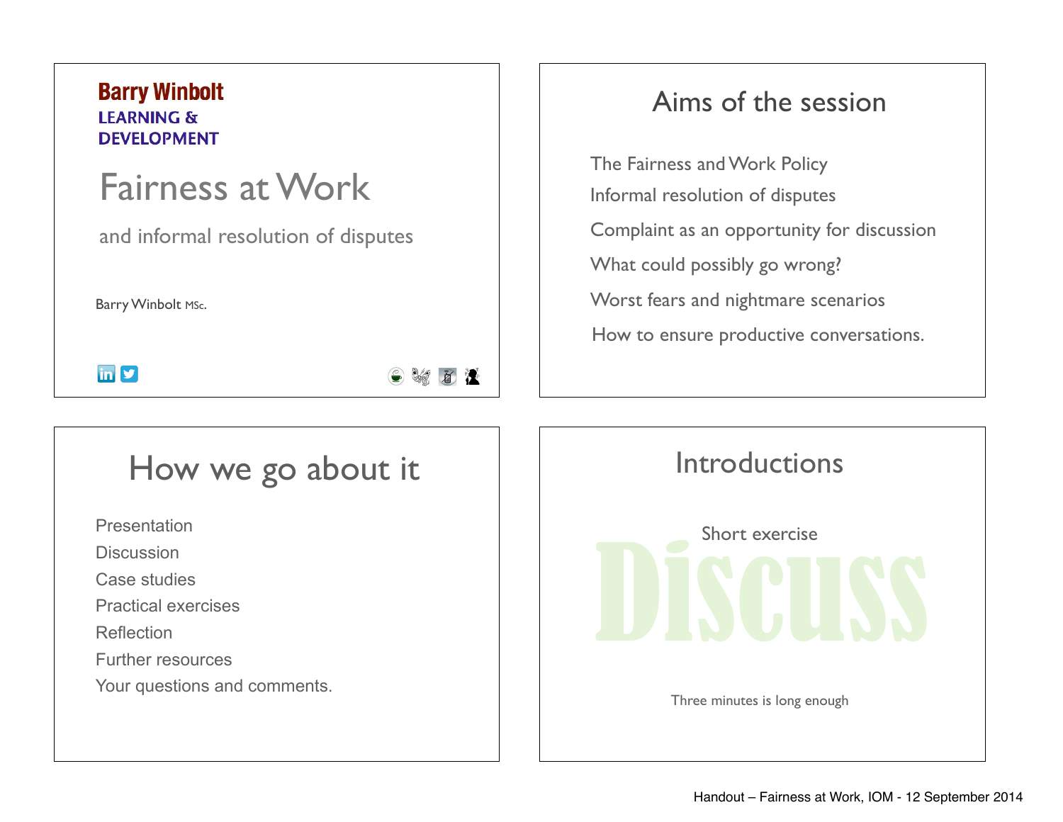**Barry Winbolt**
**LEARNING & DEVELOPMENT**

# Fairness at Work

and informal resolution of disputes

Barry Winbolt MSc.

## Aims of the session

The Fairness and Work Policy

Informal resolution of disputes

Complaint as an opportunity for discussion

What could possibly go wrong?

Worst fears and nightmare scenarios

How to ensure productive conversations.

## How we go about it

Presentation

Discussion

Case studies

Practical exercises

Reflection

Further resources

Your questions and comments.

## Introductions

Short exercise

Discuss

Three minutes is long enough

Handout – Fairness at Work, IOM - 12 September 2014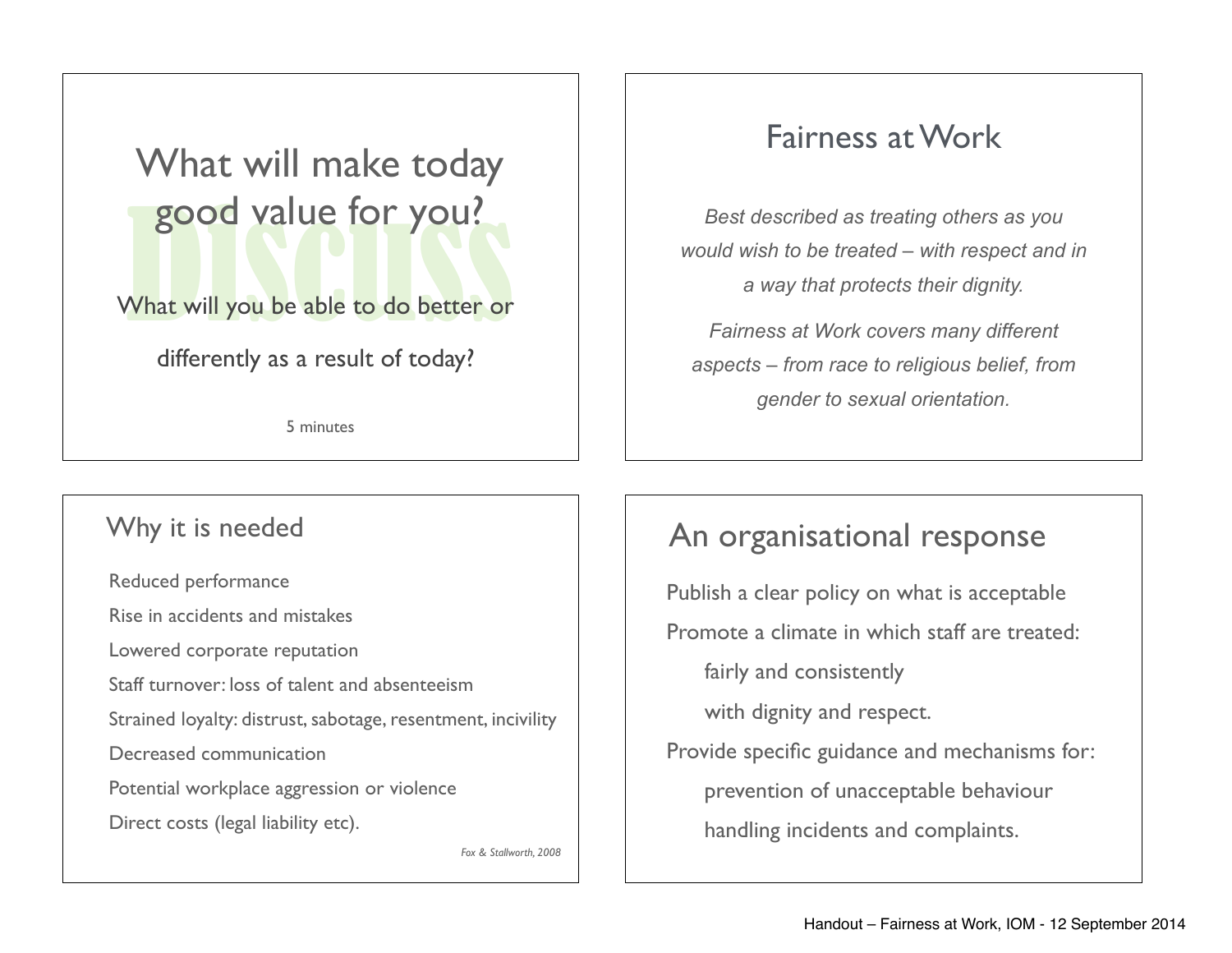## What will make today good value for you?

DISCUSS

What will you be able to do better or differently as a result of today?

5 minutes

## Fairness at Work

*Best described as treating others as you would wish to be treated – with respect and in a way that protects their dignity.*

*Fairness at Work covers many different aspects – from race to religious belief, from gender to sexual orientation.*

## Why it is needed

Reduced performance

Rise in accidents and mistakes

Lowered corporate reputation

Staff turnover: loss of talent and absenteeism

Strained loyalty: distrust, sabotage, resentment, incivility

Decreased communication

Potential workplace aggression or violence

Direct costs (legal liability etc).

*Fox & Stallworth, 2008*

## An organisational response

Publish a clear policy on what is acceptable

Promote a climate in which staff are treated:

- fairly and consistently
- with dignity and respect.

Provide specific guidance and mechanisms for:

- prevention of unacceptable behaviour
- handling incidents and complaints.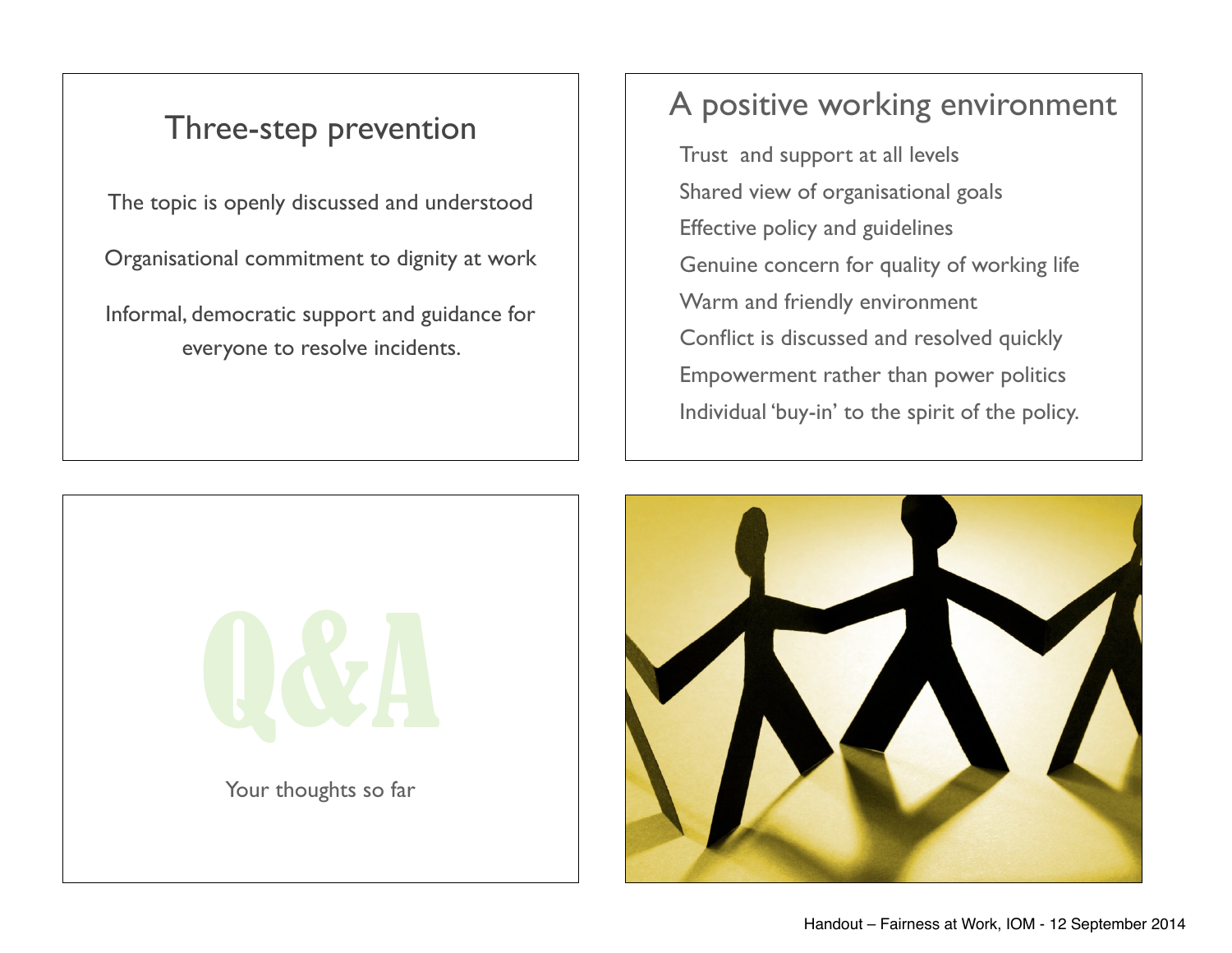## Three-step prevention

The topic is openly discussed and understood

Organisational commitment to dignity at work

Informal, democratic support and guidance for everyone to resolve incidents.

## A positive working environment

Trust and support at all levels

Shared view of organisational goals

Effective policy and guidelines

Genuine concern for quality of working life

Warm and friendly environment

Conflict is discussed and resolved quickly

Empowerment rather than power politics

Individual 'buy-in' to the spirit of the policy.

## Q&A

Your thoughts so far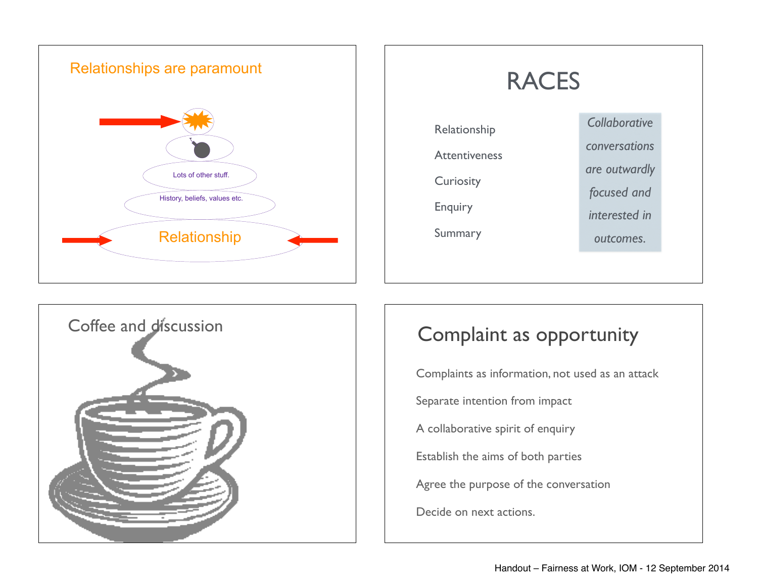## Relationships are paramount

Lots of other stuff.

History, beliefs, values etc.

Relationship

## RACES

Relationship

Attentiveness

Curiosity

Enquiry

Summary

*Collaborative conversations are outwardly focused and interested in outcomes.*

## Coffee and discussion

## Complaint as opportunity

Complaints as information, not used as an attack

Separate intention from impact

A collaborative spirit of enquiry

Establish the aims of both parties

Agree the purpose of the conversation

Decide on next actions.

Handout – Fairness at Work, IOM - 12 September 2014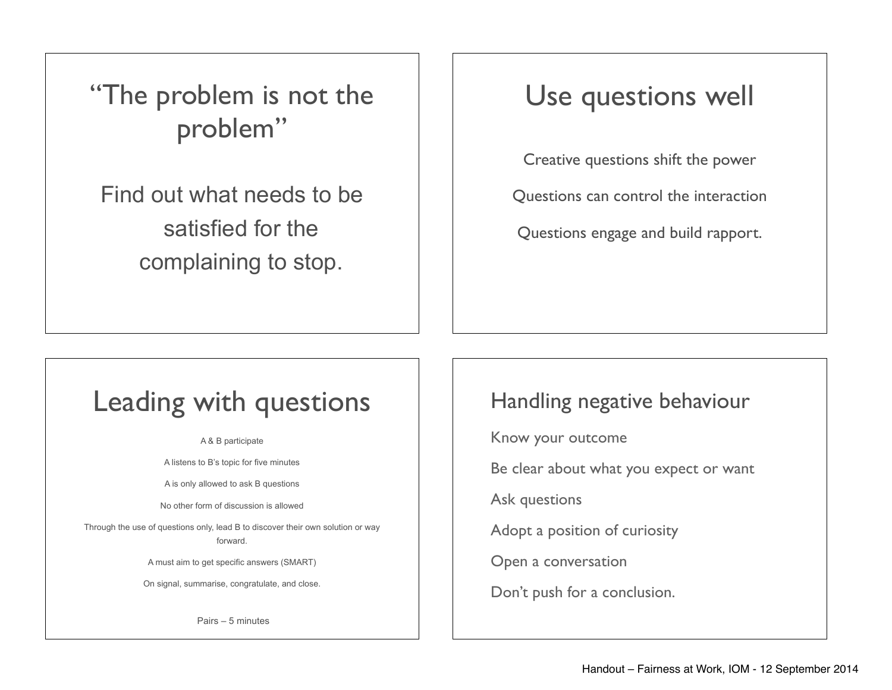## "The problem is not the problem"

Find out what needs to be satisfied for the complaining to stop.

## Use questions well

Creative questions shift the power

Questions can control the interaction

Questions engage and build rapport.

## Leading with questions

A & B participate

A listens to B's topic for five minutes

A is only allowed to ask B questions

No other form of discussion is allowed

Through the use of questions only, lead B to discover their own solution or way forward.

A must aim to get specific answers (SMART)

On signal, summarise, congratulate, and close.

Pairs – 5 minutes

## Handling negative behaviour

Know your outcome

Be clear about what you expect or want

Ask questions

Adopt a position of curiosity

Open a conversation

Don't push for a conclusion.

Handout – Fairness at Work, IOM - 12 September 2014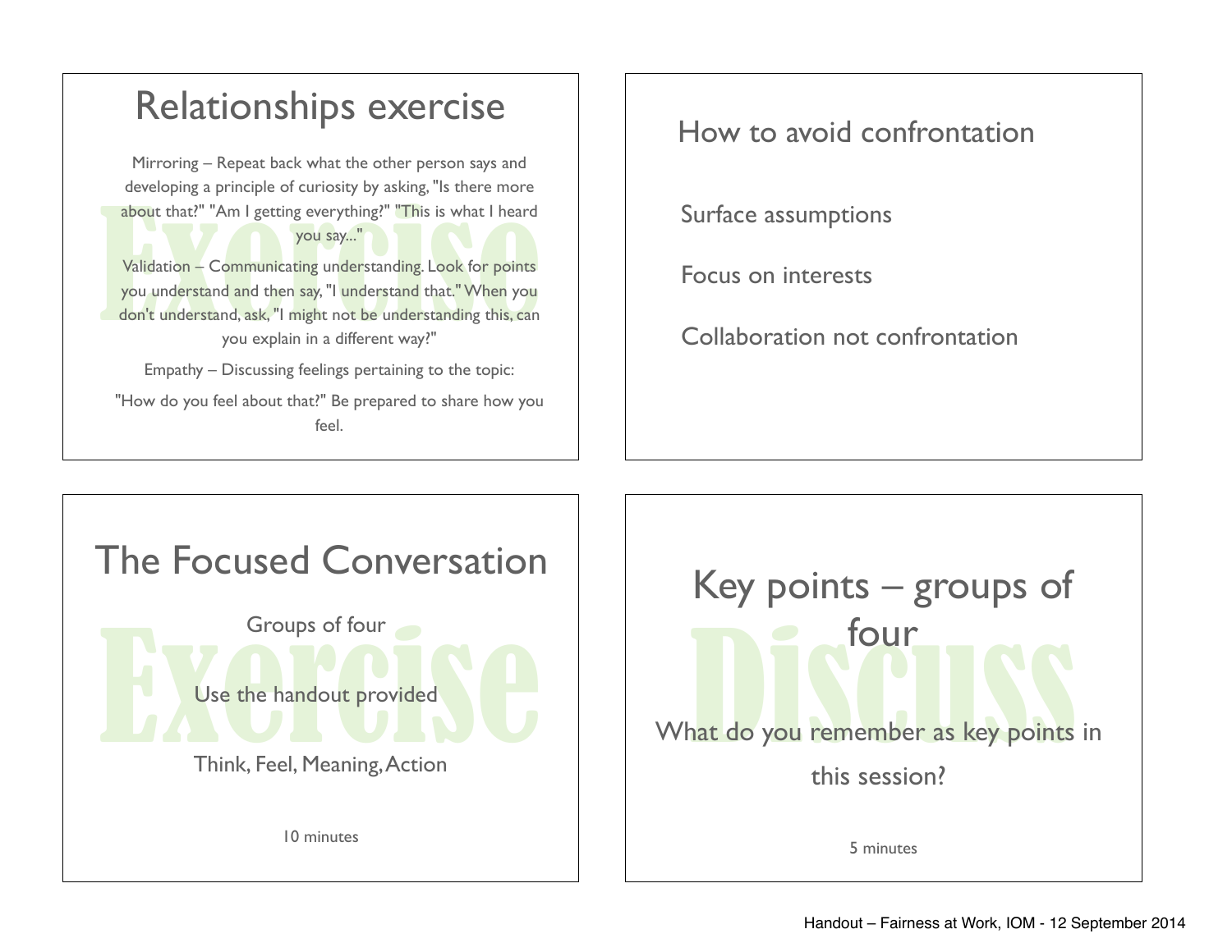## Relationships exercise

Mirroring – Repeat back what the other person says and developing a principle of curiosity by asking, "Is there more about that?" "Am I getting everything?" "This is what I heard you say..."

Validation – Communicating understanding. Look for points you understand and then say, "I understand that." When you don't understand, ask, "I might not be understanding this, can you explain in a different way?"

Empathy – Discussing feelings pertaining to the topic:

"How do you feel about that?" Be prepared to share how you feel.

## How to avoid confrontation

Surface assumptions

Focus on interests

Collaboration not confrontation

## The Focused Conversation

Groups of four

Use the handout provided

Think, Feel, Meaning, Action

10 minutes

## Key points – groups of four

What do you remember as key points in this session?

5 minutes

Handout – Fairness at Work, IOM - 12 September 2014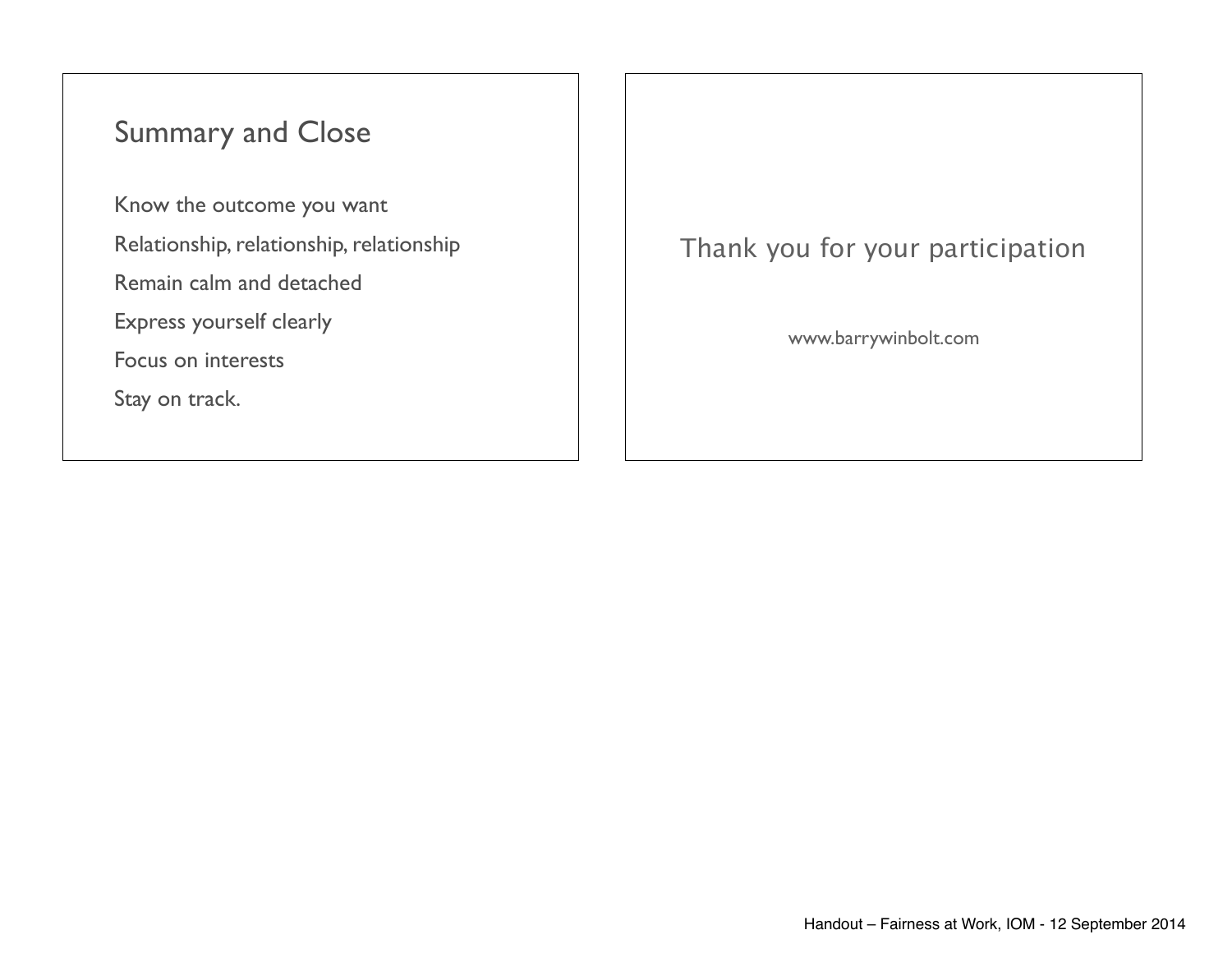## Summary and Close

Know the outcome you want

Relationship, relationship, relationship

Remain calm and detached

Express yourself clearly

Focus on interests

Stay on track.

Thank you for your participation

www.barrywinbolt.com